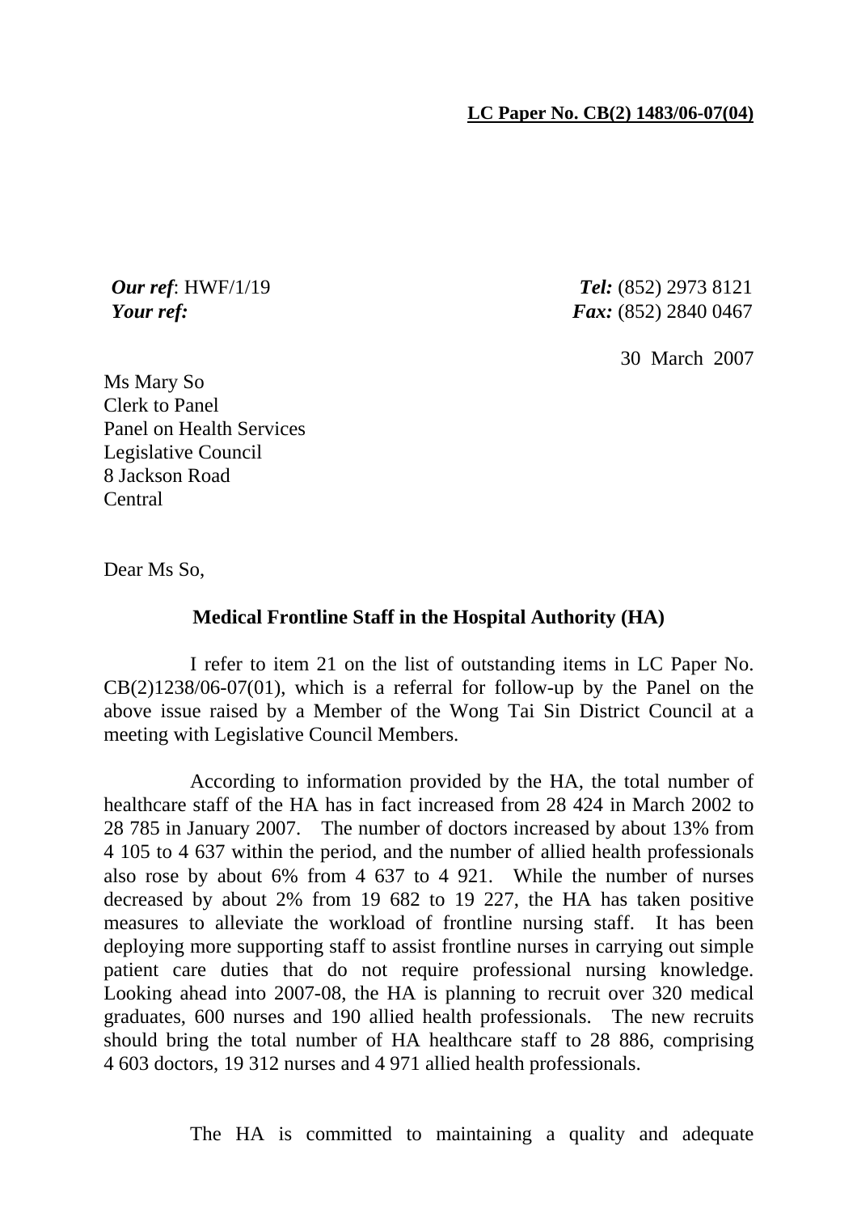**LC Paper No. CB(2) 1483/06-07(04)**

***Our ref***: HWF/1/19 ***Tel:*** (852) 2973 8121
***Your ref:*** ***Fax:*** (852) 2840 0467

30 March 2007

Ms Mary So
Clerk to Panel
Panel on Health Services
Legislative Council
8 Jackson Road
Central

Dear Ms So,

**Medical Frontline Staff in the Hospital Authority (HA)**

I refer to item 21 on the list of outstanding items in LC Paper No. CB(2)1238/06-07(01), which is a referral for follow-up by the Panel on the above issue raised by a Member of the Wong Tai Sin District Council at a meeting with Legislative Council Members.

According to information provided by the HA, the total number of healthcare staff of the HA has in fact increased from 28 424 in March 2002 to 28 785 in January 2007. The number of doctors increased by about 13% from 4 105 to 4 637 within the period, and the number of allied health professionals also rose by about 6% from 4 637 to 4 921. While the number of nurses decreased by about 2% from 19 682 to 19 227, the HA has taken positive measures to alleviate the workload of frontline nursing staff. It has been deploying more supporting staff to assist frontline nurses in carrying out simple patient care duties that do not require professional nursing knowledge. Looking ahead into 2007-08, the HA is planning to recruit over 320 medical graduates, 600 nurses and 190 allied health professionals. The new recruits should bring the total number of HA healthcare staff to 28 886, comprising 4 603 doctors, 19 312 nurses and 4 971 allied health professionals.

The HA is committed to maintaining a quality and adequate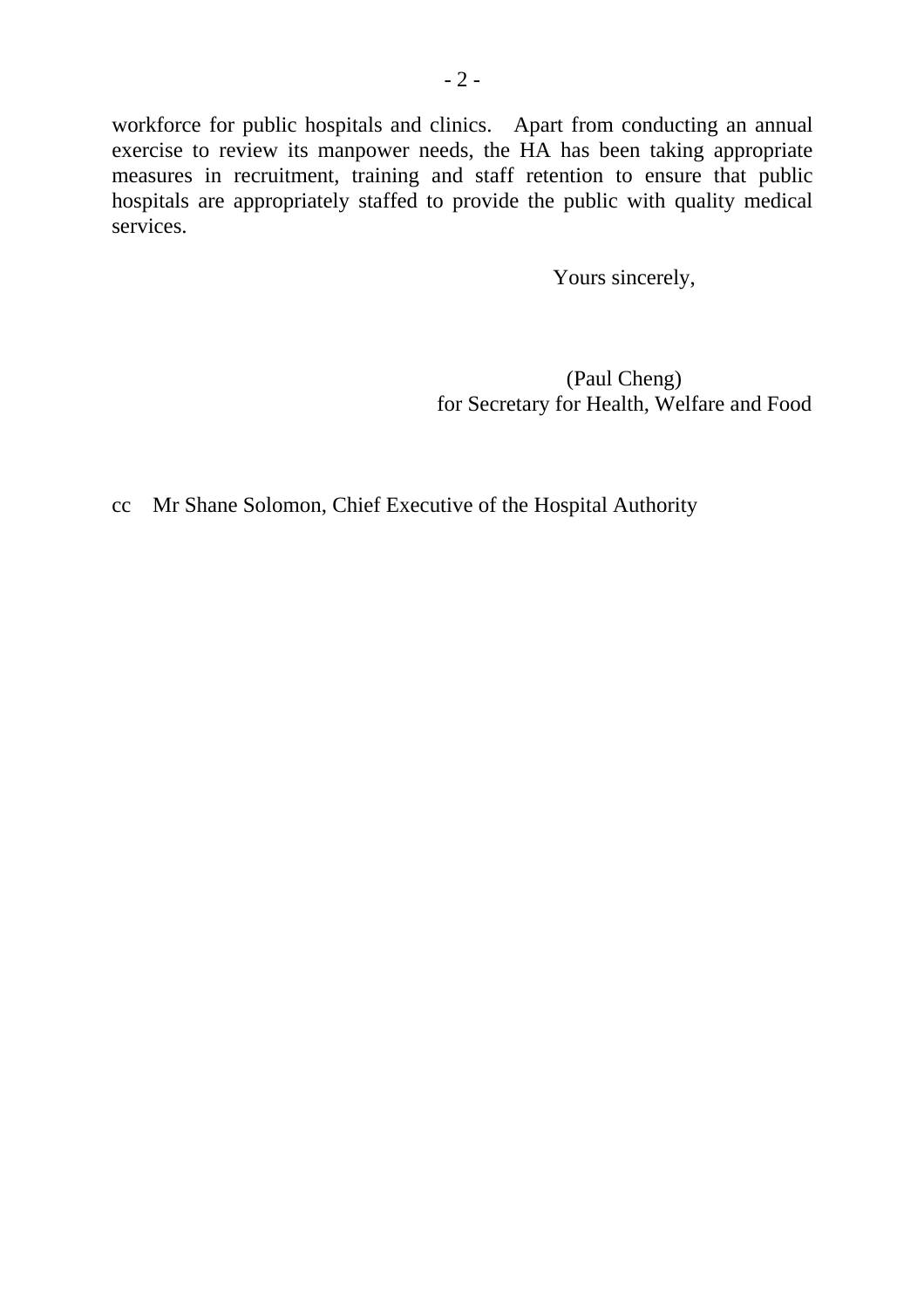workforce for public hospitals and clinics. Apart from conducting an annual exercise to review its manpower needs, the HA has been taking appropriate measures in recruitment, training and staff retention to ensure that public hospitals are appropriately staffed to provide the public with quality medical services.

Yours sincerely,

(Paul Cheng)
for Secretary for Health, Welfare and Food

cc Mr Shane Solomon, Chief Executive of the Hospital Authority